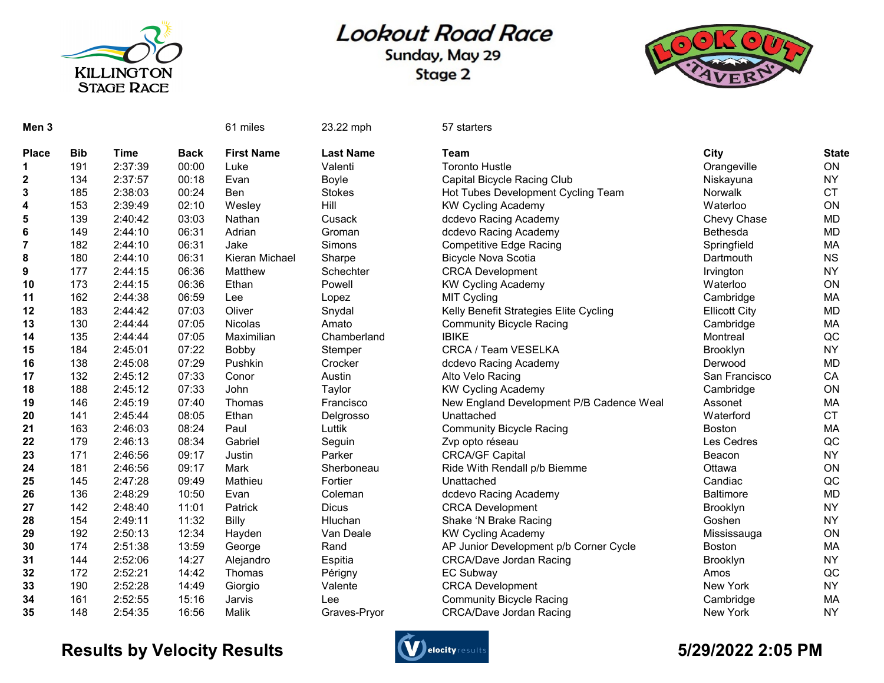# Lookout Road Race

**Sunday, May 29**

**Stage 2**

KILLINGTON STAGE RACE

LOOKOUT TAVERN

**Men 3** — 61 miles — 23.22 mph — 57 starters

| Place | Bib | Time | Back | First Name | Last Name | Team | City | State |
|---|---|---|---|---|---|---|---|---|
| 1 | 191 | 2:37:39 | 00:00 | Luke | Valenti | Toronto Hustle | Orangeville | ON |
| 2 | 134 | 2:37:57 | 00:18 | Evan | Boyle | Capital Bicycle Racing Club | Niskayuna | NY |
| 3 | 185 | 2:38:03 | 00:24 | Ben | Stokes | Hot Tubes Development Cycling Team | Norwalk | CT |
| 4 | 153 | 2:39:49 | 02:10 | Wesley | Hill | KW Cycling Academy | Waterloo | ON |
| 5 | 139 | 2:40:42 | 03:03 | Nathan | Cusack | dcdevo Racing Academy | Chevy Chase | MD |
| 6 | 149 | 2:44:10 | 06:31 | Adrian | Groman | dcdevo Racing Academy | Bethesda | MD |
| 7 | 182 | 2:44:10 | 06:31 | Jake | Simons | Competitive Edge Racing | Springfield | MA |
| 8 | 180 | 2:44:10 | 06:31 | Kieran Michael | Sharpe | Bicycle Nova Scotia | Dartmouth | NS |
| 9 | 177 | 2:44:15 | 06:36 | Matthew | Schechter | CRCA Development | Irvington | NY |
| 10 | 173 | 2:44:15 | 06:36 | Ethan | Powell | KW Cycling Academy | Waterloo | ON |
| 11 | 162 | 2:44:38 | 06:59 | Lee | Lopez | MIT Cycling | Cambridge | MA |
| 12 | 183 | 2:44:42 | 07:03 | Oliver | Snydal | Kelly Benefit Strategies Elite Cycling | Ellicott City | MD |
| 13 | 130 | 2:44:44 | 07:05 | Nicolas | Amato | Community Bicycle Racing | Cambridge | MA |
| 14 | 135 | 2:44:44 | 07:05 | Maximilian | Chamberland | IBIKE | Montreal | QC |
| 15 | 184 | 2:45:01 | 07:22 | Bobby | Stemper | CRCA / Team VESELKA | Brooklyn | NY |
| 16 | 138 | 2:45:08 | 07:29 | Pushkin | Crocker | dcdevo Racing Academy | Derwood | MD |
| 17 | 132 | 2:45:12 | 07:33 | Conor | Austin | Alto Velo Racing | San Francisco | CA |
| 18 | 188 | 2:45:12 | 07:33 | John | Taylor | KW Cycling Academy | Cambridge | ON |
| 19 | 146 | 2:45:19 | 07:40 | Thomas | Francisco | New England Development P/B Cadence Weal | Assonet | MA |
| 20 | 141 | 2:45:44 | 08:05 | Ethan | Delgrosso | Unattached | Waterford | CT |
| 21 | 163 | 2:46:03 | 08:24 | Paul | Luttik | Community Bicycle Racing | Boston | MA |
| 22 | 179 | 2:46:13 | 08:34 | Gabriel | Seguin | Zvp opto réseau | Les Cedres | QC |
| 23 | 171 | 2:46:56 | 09:17 | Justin | Parker | CRCA/GF Capital | Beacon | NY |
| 24 | 181 | 2:46:56 | 09:17 | Mark | Sherboneau | Ride With Rendall p/b Biemme | Ottawa | ON |
| 25 | 145 | 2:47:28 | 09:49 | Mathieu | Fortier | Unattached | Candiac | QC |
| 26 | 136 | 2:48:29 | 10:50 | Evan | Coleman | dcdevo Racing Academy | Baltimore | MD |
| 27 | 142 | 2:48:40 | 11:01 | Patrick | Dicus | CRCA Development | Brooklyn | NY |
| 28 | 154 | 2:49:11 | 11:32 | Billy | Hluchan | Shake 'N Brake Racing | Goshen | NY |
| 29 | 192 | 2:50:13 | 12:34 | Hayden | Van Deale | KW Cycling Academy | Mississauga | ON |
| 30 | 174 | 2:51:38 | 13:59 | George | Rand | AP Junior Development p/b Corner Cycle | Boston | MA |
| 31 | 144 | 2:52:06 | 14:27 | Alejandro | Espitia | CRCA/Dave Jordan Racing | Brooklyn | NY |
| 32 | 172 | 2:52:21 | 14:42 | Thomas | Périgny | EC Subway | Amos | QC |
| 33 | 190 | 2:52:28 | 14:49 | Giorgio | Valente | CRCA Development | New York | NY |
| 34 | 161 | 2:52:55 | 15:16 | Jarvis | Lee | Community Bicycle Racing | Cambridge | MA |
| 35 | 148 | 2:54:35 | 16:56 | Malik | Graves-Pryor | CRCA/Dave Jordan Racing | New York | NY |

**Results by Velocity Results**

**5/29/2022 2:05 PM**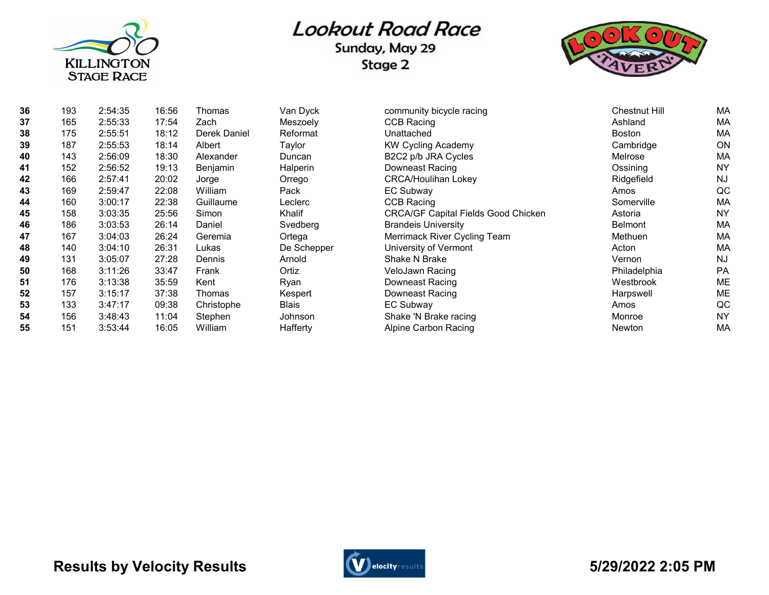# Lookout Road Race

Sunday, May 29

Stage 2

| | | | | | | | | |
|---|---|---|---|---|---|---|---|---|
| **36** | 193 | 2:54:35 | 16:56 | Thomas | Van Dyck | community bicycle racing | Chestnut Hill | MA |
| **37** | 165 | 2:55:33 | 17:54 | Zach | Meszoely | CCB Racing | Ashland | MA |
| **38** | 175 | 2:55:51 | 18:12 | Derek Daniel | Reformat | Unattached | Boston | MA |
| **39** | 187 | 2:55:53 | 18:14 | Albert | Taylor | KW Cycling Academy | Cambridge | ON |
| **40** | 143 | 2:56:09 | 18:30 | Alexander | Duncan | B2C2 p/b JRA Cycles | Melrose | MA |
| **41** | 152 | 2:56:52 | 19:13 | Benjamin | Halperin | Downeast Racing | Ossining | NY |
| **42** | 166 | 2:57:41 | 20:02 | Jorge | Orrego | CRCA/Houlihan Lokey | Ridgefield | NJ |
| **43** | 169 | 2:59:47 | 22:08 | William | Pack | EC Subway | Amos | QC |
| **44** | 160 | 3:00:17 | 22:38 | Guillaume | Leclerc | CCB Racing | Somerville | MA |
| **45** | 158 | 3:03:35 | 25:56 | Simon | Khalif | CRCA/GF Capital Fields Good Chicken | Astoria | NY |
| **46** | 186 | 3:03:53 | 26:14 | Daniel | Svedberg | Brandeis University | Belmont | MA |
| **47** | 167 | 3:04:03 | 26:24 | Geremia | Ortega | Merrimack River Cycling Team | Methuen | MA |
| **48** | 140 | 3:04:10 | 26:31 | Lukas | De Schepper | University of Vermont | Acton | MA |
| **49** | 131 | 3:05:07 | 27:28 | Dennis | Arnold | Shake N Brake | Vernon | NJ |
| **50** | 168 | 3:11:26 | 33:47 | Frank | Ortiz | VeloJawn Racing | Philadelphia | PA |
| **51** | 176 | 3:13:38 | 35:59 | Kent | Ryan | Downeast Racing | Westbrook | ME |
| **52** | 157 | 3:15:17 | 37:38 | Thomas | Kespert | Downeast Racing | Harpswell | ME |
| **53** | 133 | 3:47:17 | 09:38 | Christophe | Blais | EC Subway | Amos | QC |
| **54** | 156 | 3:48:43 | 11:04 | Stephen | Johnson | Shake 'N Brake racing | Monroe | NY |
| **55** | 151 | 3:53:44 | 16:05 | William | Hafferty | Alpine Carbon Racing | Newton | MA |

**Results by Velocity Results** **5/29/2022 2:05 PM**